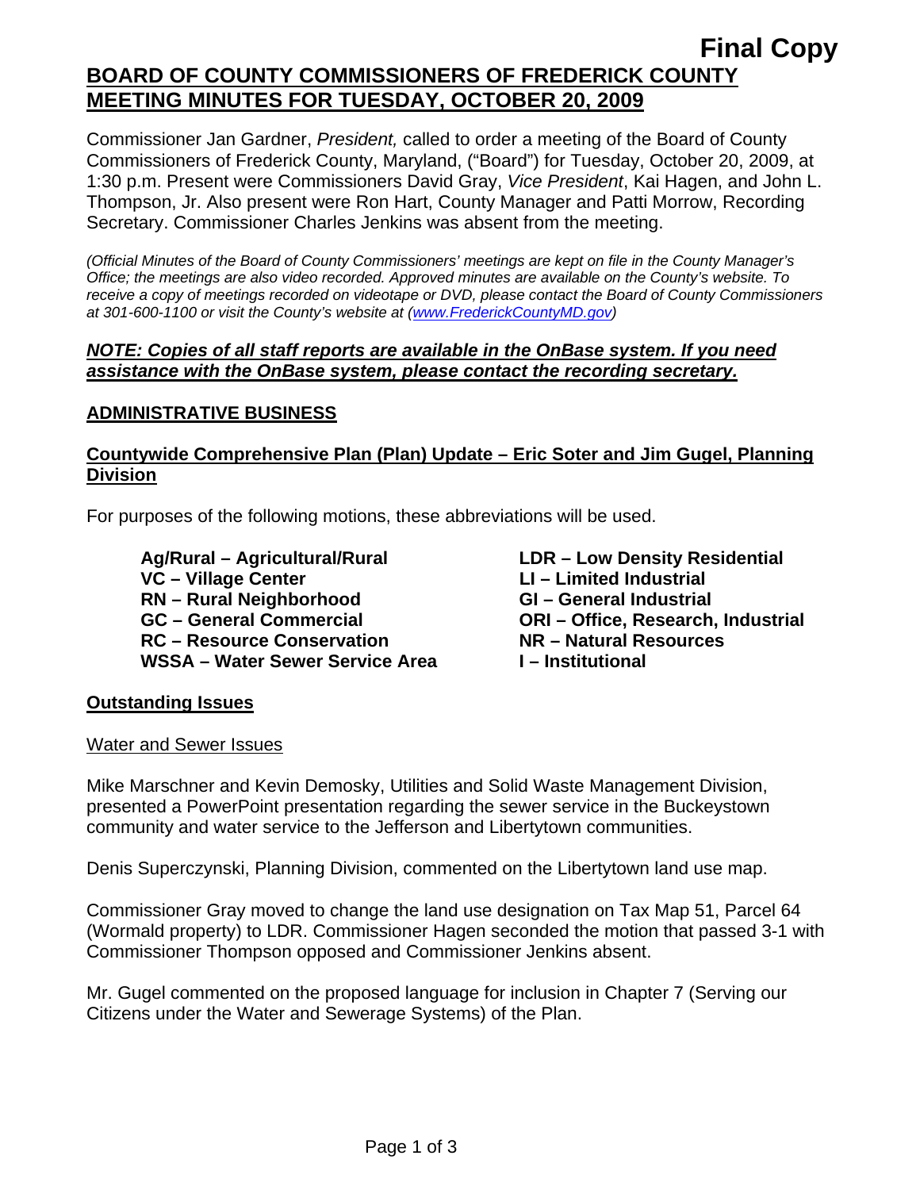**Final Copy**

# BOARD OF COUNTY COMMISSIONERS OF FREDERICK COUNTY MEETING MINUTES FOR TUESDAY, OCTOBER 20, 2009

Commissioner Jan Gardner, *President,* called to order a meeting of the Board of County Commissioners of Frederick County, Maryland, ("Board") for Tuesday, October 20, 2009, at 1:30 p.m. Present were Commissioners David Gray, *Vice President*, Kai Hagen, and John L. Thompson, Jr. Also present were Ron Hart, County Manager and Patti Morrow, Recording Secretary. Commissioner Charles Jenkins was absent from the meeting.

*(Official Minutes of the Board of County Commissioners' meetings are kept on file in the County Manager's Office; the meetings are also video recorded. Approved minutes are available on the County's website. To receive a copy of meetings recorded on videotape or DVD, please contact the Board of County Commissioners at 301-600-1100 or visit the County's website at (www.FrederickCountyMD.gov))*

***NOTE: Copies of all staff reports are available in the OnBase system. If you need assistance with the OnBase system, please contact the recording secretary.***

## ADMINISTRATIVE BUSINESS

### Countywide Comprehensive Plan (Plan) Update – Eric Soter and Jim Gugel, Planning Division

For purposes of the following motions, these abbreviations will be used.

**Ag/Rural – Agricultural/Rural**
**VC – Village Center**
**RN – Rural Neighborhood**
**GC – General Commercial**
**RC – Resource Conservation**
**WSSA – Water Sewer Service Area**
**LDR – Low Density Residential**
**LI – Limited Industrial**
**GI – General Industrial**
**ORI – Office, Research, Industrial**
**NR – Natural Resources**
**I – Institutional**

### Outstanding Issues

Water and Sewer Issues

Mike Marschner and Kevin Demosky, Utilities and Solid Waste Management Division, presented a PowerPoint presentation regarding the sewer service in the Buckeystown community and water service to the Jefferson and Libertytown communities.

Denis Superczynski, Planning Division, commented on the Libertytown land use map.

Commissioner Gray moved to change the land use designation on Tax Map 51, Parcel 64 (Wormald property) to LDR. Commissioner Hagen seconded the motion that passed 3-1 with Commissioner Thompson opposed and Commissioner Jenkins absent.

Mr. Gugel commented on the proposed language for inclusion in Chapter 7 (Serving our Citizens under the Water and Sewerage Systems) of the Plan.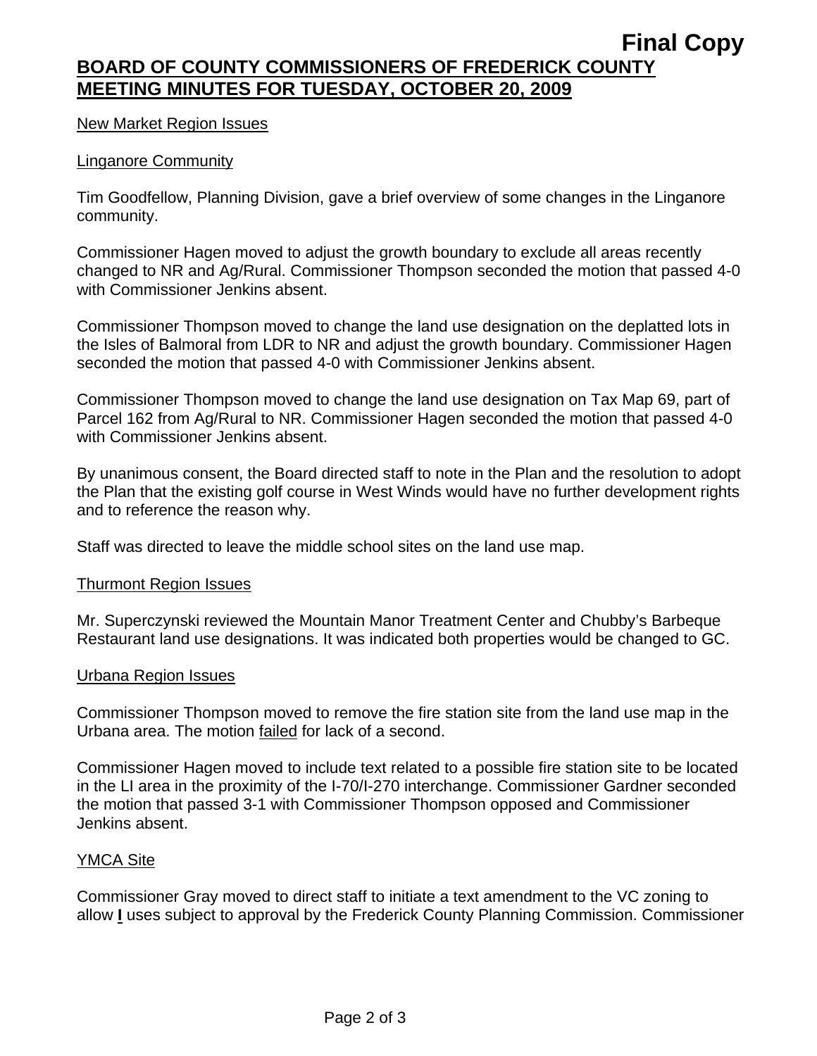**Final Copy**

## BOARD OF COUNTY COMMISSIONERS OF FREDERICK COUNTY MEETING MINUTES FOR TUESDAY, OCTOBER 20, 2009

New Market Region Issues

Linganore Community

Tim Goodfellow, Planning Division, gave a brief overview of some changes in the Linganore community.

Commissioner Hagen moved to adjust the growth boundary to exclude all areas recently changed to NR and Ag/Rural. Commissioner Thompson seconded the motion that passed 4-0 with Commissioner Jenkins absent.

Commissioner Thompson moved to change the land use designation on the deplatted lots in the Isles of Balmoral from LDR to NR and adjust the growth boundary. Commissioner Hagen seconded the motion that passed 4-0 with Commissioner Jenkins absent.

Commissioner Thompson moved to change the land use designation on Tax Map 69, part of Parcel 162 from Ag/Rural to NR. Commissioner Hagen seconded the motion that passed 4-0 with Commissioner Jenkins absent.

By unanimous consent, the Board directed staff to note in the Plan and the resolution to adopt the Plan that the existing golf course in West Winds would have no further development rights and to reference the reason why.

Staff was directed to leave the middle school sites on the land use map.

Thurmont Region Issues

Mr. Superczynski reviewed the Mountain Manor Treatment Center and Chubby's Barbeque Restaurant land use designations. It was indicated both properties would be changed to GC.

Urbana Region Issues

Commissioner Thompson moved to remove the fire station site from the land use map in the Urbana area. The motion failed for lack of a second.

Commissioner Hagen moved to include text related to a possible fire station site to be located in the LI area in the proximity of the I-70/I-270 interchange. Commissioner Gardner seconded the motion that passed 3-1 with Commissioner Thompson opposed and Commissioner Jenkins absent.

YMCA Site

Commissioner Gray moved to direct staff to initiate a text amendment to the VC zoning to allow **I** uses subject to approval by the Frederick County Planning Commission. Commissioner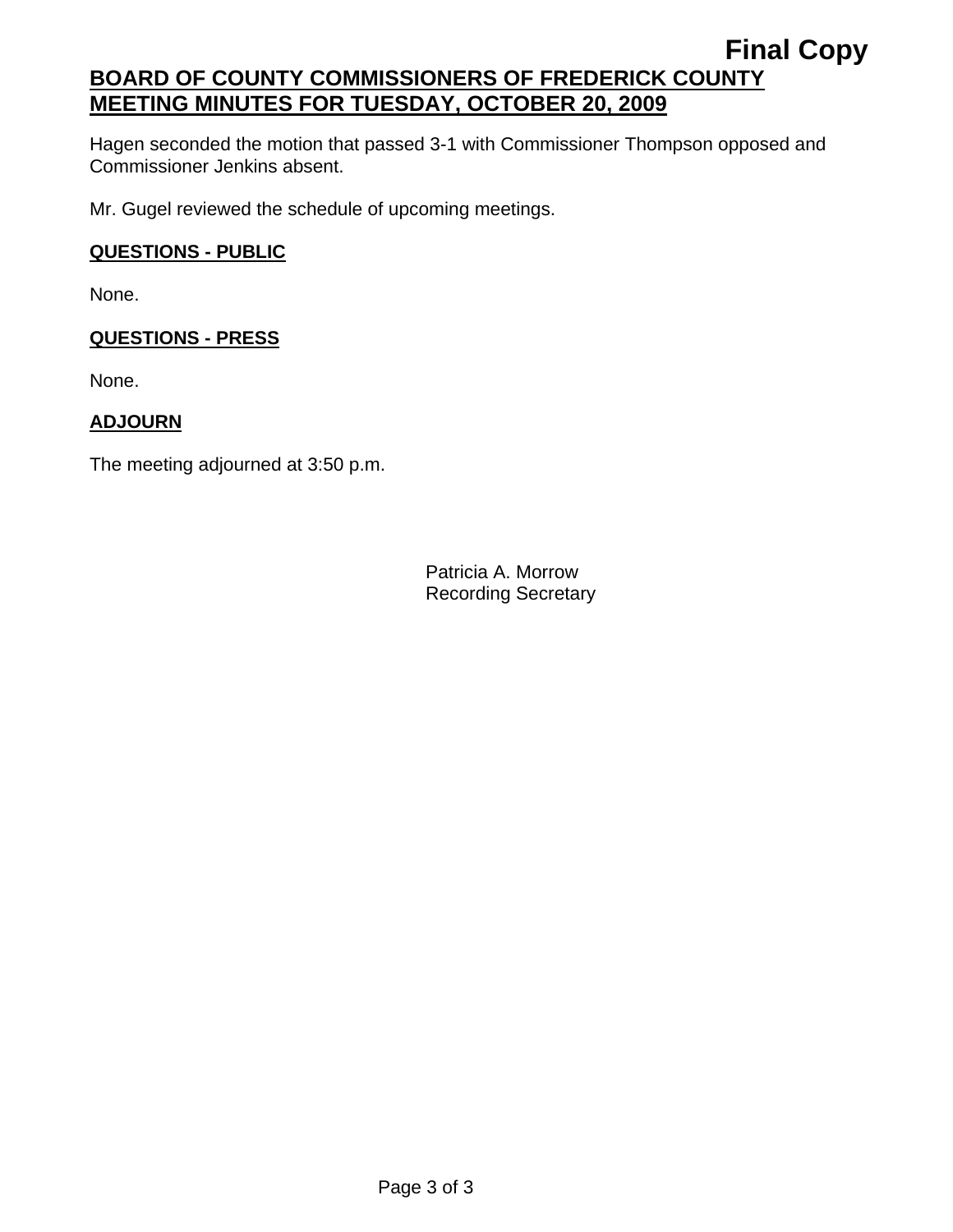Hagen seconded the motion that passed 3-1 with Commissioner Thompson opposed and Commissioner Jenkins absent.

Mr. Gugel reviewed the schedule of upcoming meetings.

## QUESTIONS - PUBLIC

None.

## QUESTIONS - PRESS

None.

## ADJOURN

The meeting adjourned at 3:50 p.m.

Patricia A. Morrow
Recording Secretary